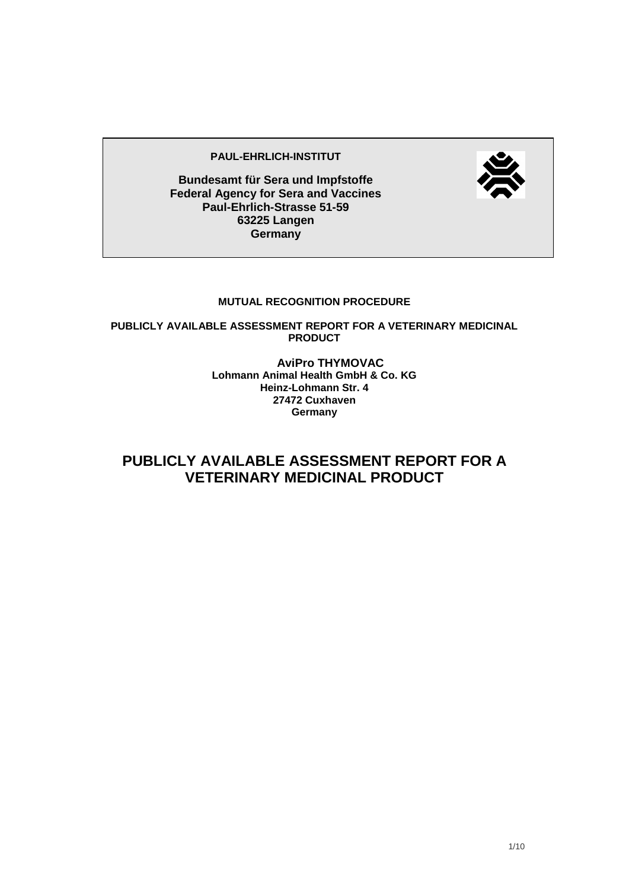**PAUL-EHRLICH-INSTITUT**

**Bundesamt für Sera und Impfstoffe**
**Federal Agency for Sera and Vaccines**
**Paul-Ehrlich-Strasse 51-59**
**63225 Langen**
**Germany**

**MUTUAL RECOGNITION PROCEDURE**

**PUBLICLY AVAILABLE ASSESSMENT REPORT FOR A VETERINARY MEDICINAL PRODUCT**

**AviPro THYMOVAC**
**Lohmann Animal Health GmbH & Co. KG**
**Heinz-Lohmann Str. 4**
**27472 Cuxhaven**
**Germany**

# PUBLICLY AVAILABLE ASSESSMENT REPORT FOR A VETERINARY MEDICINAL PRODUCT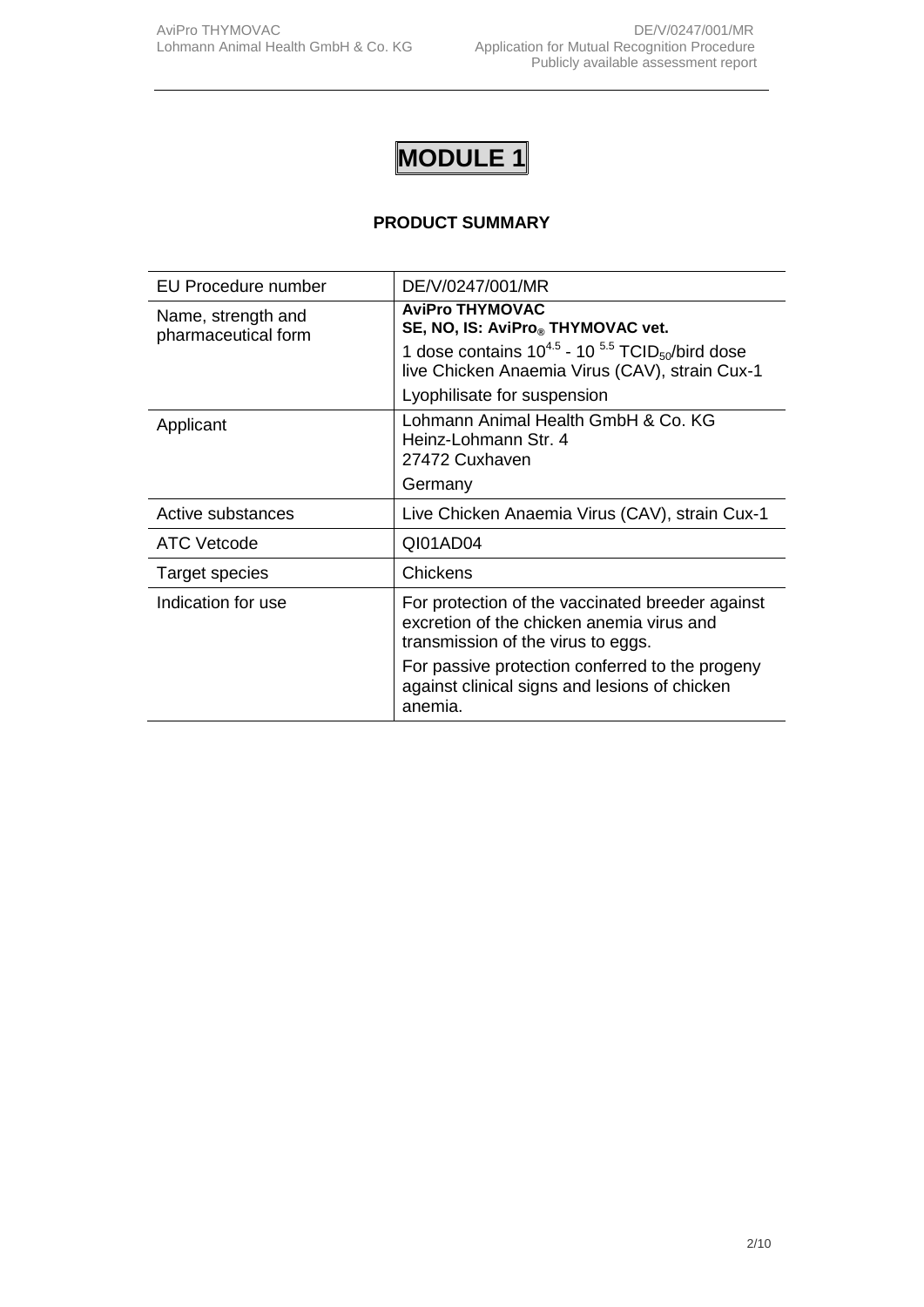# MODULE 1

**PRODUCT SUMMARY**

| | |
|---|---|
| EU Procedure number | DE/V/0247/001/MR |
| Name, strength and pharmaceutical form | **AviPro THYMOVAC**<br>**SE, NO, IS: AviPro® THYMOVAC vet.**<br>1 dose contains $10^{4.5}$ - $10^{5.5}$ $TCID_{50}$/bird dose live Chicken Anaemia Virus (CAV), strain Cux-1<br>Lyophilisate for suspension |
| Applicant | Lohmann Animal Health GmbH & Co. KG<br>Heinz-Lohmann Str. 4<br>27472 Cuxhaven<br>Germany |
| Active substances | Live Chicken Anaemia Virus (CAV), strain Cux-1 |
| ATC Vetcode | QI01AD04 |
| Target species | Chickens |
| Indication for use | For protection of the vaccinated breeder against excretion of the chicken anemia virus and transmission of the virus to eggs.<br>For passive protection conferred to the progeny against clinical signs and lesions of chicken anemia. |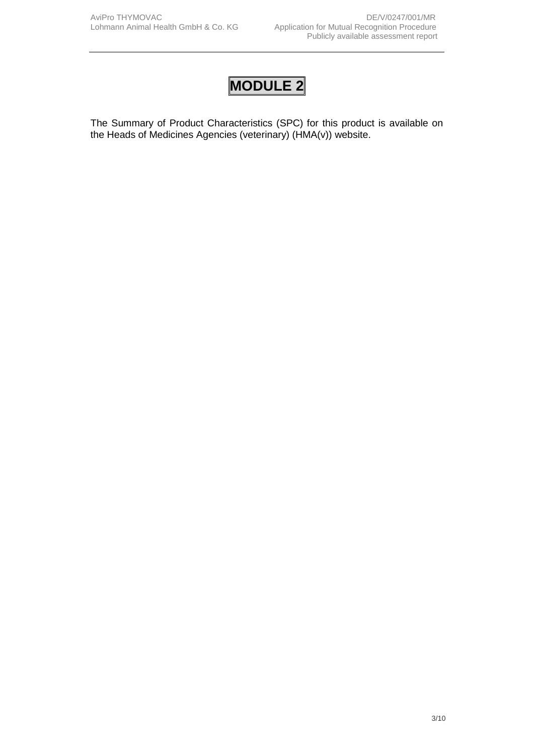# MODULE 2

The Summary of Product Characteristics (SPC) for this product is available on the Heads of Medicines Agencies (veterinary) (HMA(v)) website.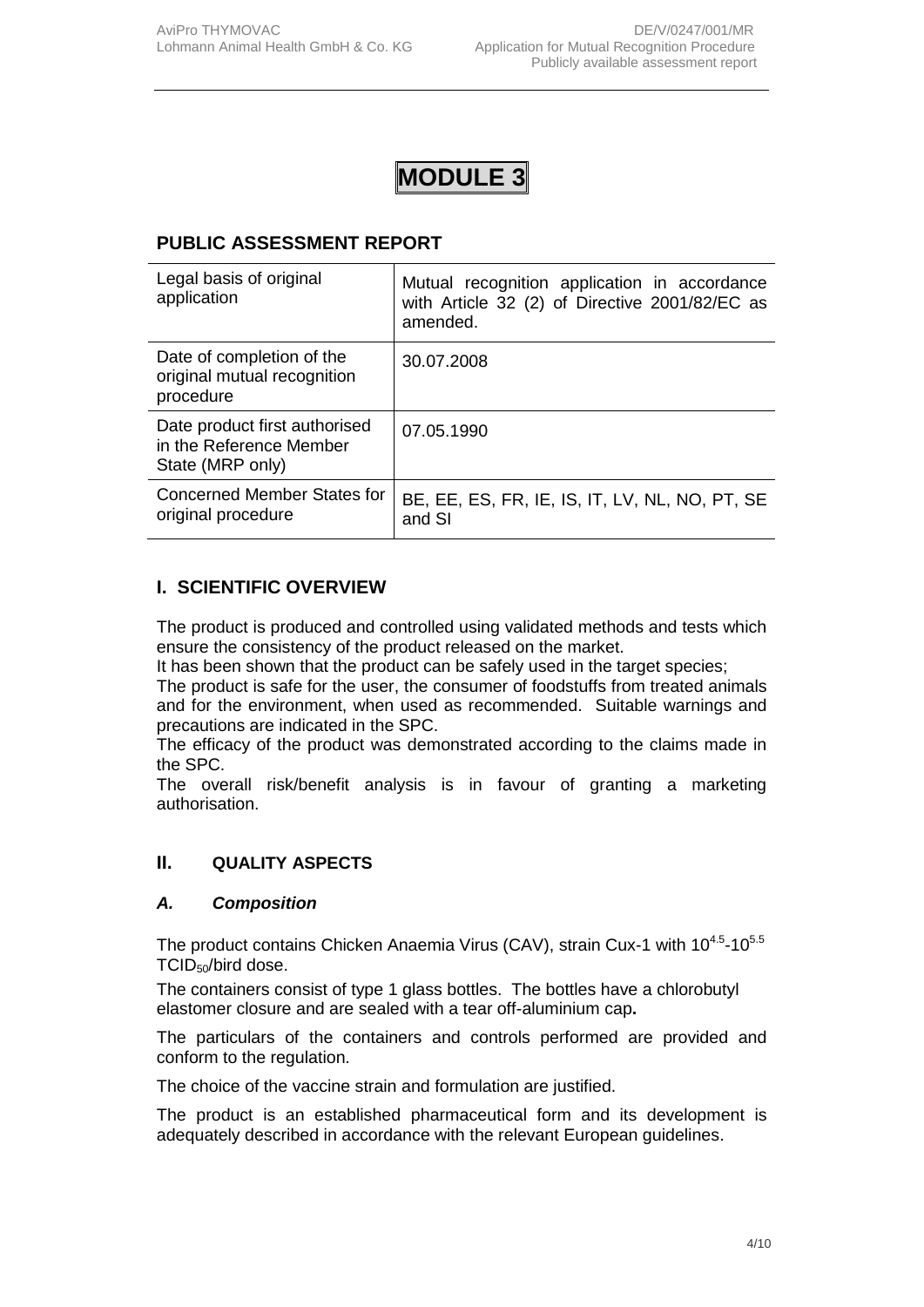# MODULE 3

## PUBLIC ASSESSMENT REPORT

| | |
|---|---|
| Legal basis of original application | Mutual recognition application in accordance with Article 32 (2) of Directive 2001/82/EC as amended. |
| Date of completion of the original mutual recognition procedure | 30.07.2008 |
| Date product first authorised in the Reference Member State (MRP only) | 07.05.1990 |
| Concerned Member States for original procedure | BE, EE, ES, FR, IE, IS, IT, LV, NL, NO, PT, SE and SI |

## I. SCIENTIFIC OVERVIEW

The product is produced and controlled using validated methods and tests which ensure the consistency of the product released on the market.
It has been shown that the product can be safely used in the target species;
The product is safe for the user, the consumer of foodstuffs from treated animals and for the environment, when used as recommended. Suitable warnings and precautions are indicated in the SPC.
The efficacy of the product was demonstrated according to the claims made in the SPC.
The overall risk/benefit analysis is in favour of granting a marketing authorisation.

## II. QUALITY ASPECTS

### *A. Composition*

The product contains Chicken Anaemia Virus (CAV), strain Cux-1 with $10^{4.5}$-$10^{5.5}$ $TCID_{50}$/bird dose.

The containers consist of type 1 glass bottles. The bottles have a chlorobutyl elastomer closure and are sealed with a tear off-aluminium cap**.**

The particulars of the containers and controls performed are provided and conform to the regulation.

The choice of the vaccine strain and formulation are justified.

The product is an established pharmaceutical form and its development is adequately described in accordance with the relevant European guidelines.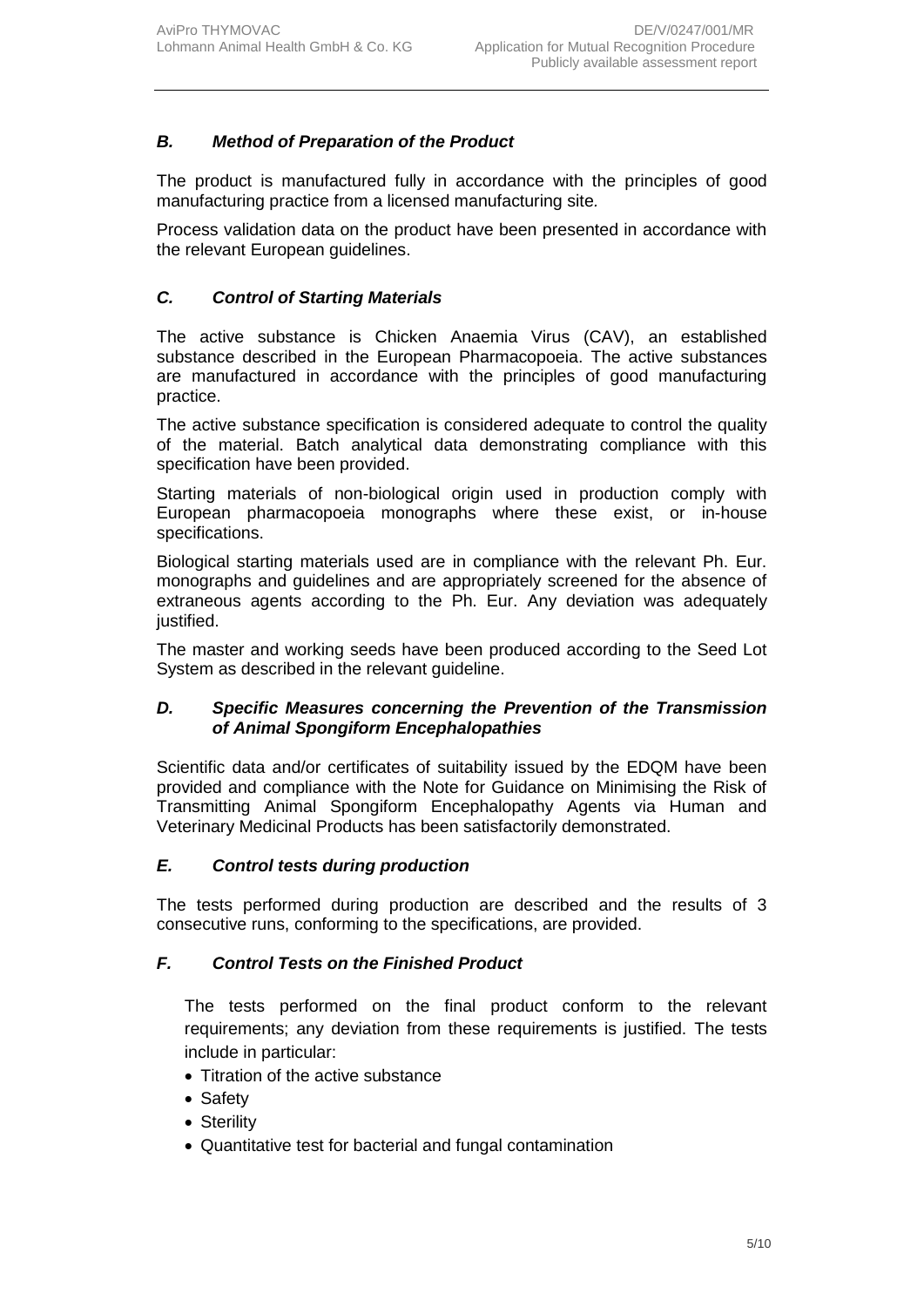### *B. Method of Preparation of the Product*

The product is manufactured fully in accordance with the principles of good manufacturing practice from a licensed manufacturing site.

Process validation data on the product have been presented in accordance with the relevant European guidelines.

### *C. Control of Starting Materials*

The active substance is Chicken Anaemia Virus (CAV), an established substance described in the European Pharmacopoeia. The active substances are manufactured in accordance with the principles of good manufacturing practice.

The active substance specification is considered adequate to control the quality of the material. Batch analytical data demonstrating compliance with this specification have been provided.

Starting materials of non-biological origin used in production comply with European pharmacopoeia monographs where these exist, or in-house specifications.

Biological starting materials used are in compliance with the relevant Ph. Eur. monographs and guidelines and are appropriately screened for the absence of extraneous agents according to the Ph. Eur. Any deviation was adequately justified.

The master and working seeds have been produced according to the Seed Lot System as described in the relevant guideline.

### *D. Specific Measures concerning the Prevention of the Transmission of Animal Spongiform Encephalopathies*

Scientific data and/or certificates of suitability issued by the EDQM have been provided and compliance with the Note for Guidance on Minimising the Risk of Transmitting Animal Spongiform Encephalopathy Agents via Human and Veterinary Medicinal Products has been satisfactorily demonstrated.

### *E. Control tests during production*

The tests performed during production are described and the results of 3 consecutive runs, conforming to the specifications, are provided.

### *F. Control Tests on the Finished Product*

The tests performed on the final product conform to the relevant requirements; any deviation from these requirements is justified. The tests include in particular:

- Titration of the active substance
- Safety
- Sterility
- Quantitative test for bacterial and fungal contamination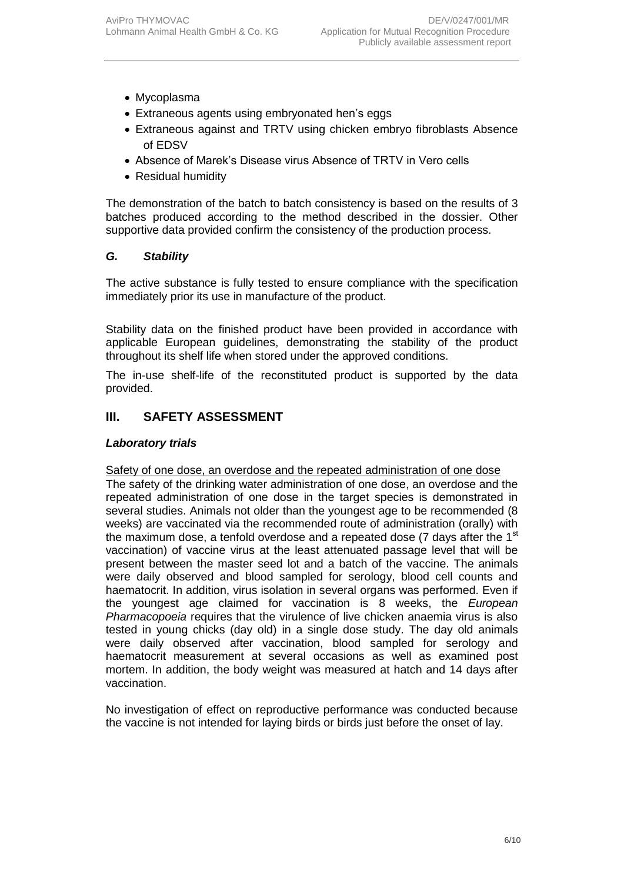- Mycoplasma
- Extraneous agents using embryonated hen's eggs
- Extraneous against and TRTV using chicken embryo fibroblasts Absence of EDSV
- Absence of Marek's Disease virus Absence of TRTV in Vero cells
- Residual humidity

The demonstration of the batch to batch consistency is based on the results of 3 batches produced according to the method described in the dossier. Other supportive data provided confirm the consistency of the production process.

### *G. Stability*

The active substance is fully tested to ensure compliance with the specification immediately prior its use in manufacture of the product.

Stability data on the finished product have been provided in accordance with applicable European guidelines, demonstrating the stability of the product throughout its shelf life when stored under the approved conditions.

The in-use shelf-life of the reconstituted product is supported by the data provided.

## III. SAFETY ASSESSMENT

### *Laboratory trials*

Safety of one dose, an overdose and the repeated administration of one dose

The safety of the drinking water administration of one dose, an overdose and the repeated administration of one dose in the target species is demonstrated in several studies. Animals not older than the youngest age to be recommended (8 weeks) are vaccinated via the recommended route of administration (orally) with the maximum dose, a tenfold overdose and a repeated dose (7 days after the 1st vaccination) of vaccine virus at the least attenuated passage level that will be present between the master seed lot and a batch of the vaccine. The animals were daily observed and blood sampled for serology, blood cell counts and haematocrit. In addition, virus isolation in several organs was performed. Even if the youngest age claimed for vaccination is 8 weeks, the *European Pharmacopoeia* requires that the virulence of live chicken anaemia virus is also tested in young chicks (day old) in a single dose study. The day old animals were daily observed after vaccination, blood sampled for serology and haematocrit measurement at several occasions as well as examined post mortem. In addition, the body weight was measured at hatch and 14 days after vaccination.

No investigation of effect on reproductive performance was conducted because the vaccine is not intended for laying birds or birds just before the onset of lay.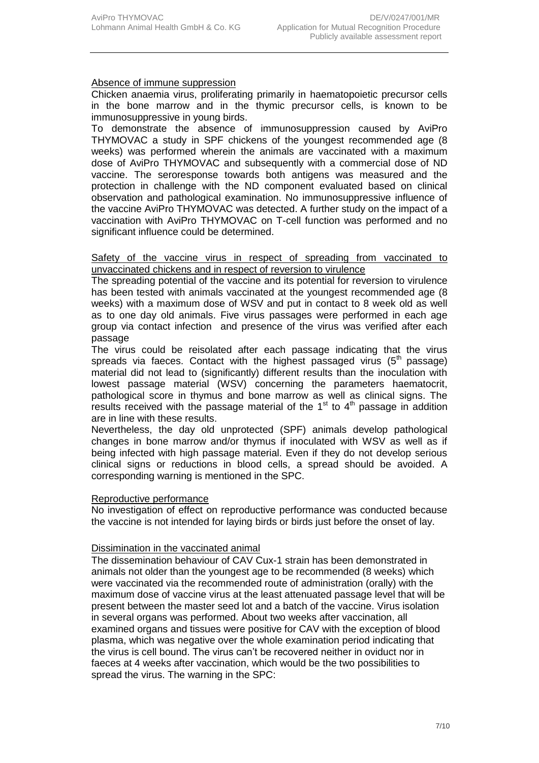Absence of immune suppression

Chicken anaemia virus, proliferating primarily in haematopoietic precursor cells in the bone marrow and in the thymic precursor cells, is known to be immunosuppressive in young birds.

To demonstrate the absence of immunosuppression caused by AviPro THYMOVAC a study in SPF chickens of the youngest recommended age (8 weeks) was performed wherein the animals are vaccinated with a maximum dose of AviPro THYMOVAC and subsequently with a commercial dose of ND vaccine. The seroresponse towards both antigens was measured and the protection in challenge with the ND component evaluated based on clinical observation and pathological examination. No immunosuppressive influence of the vaccine AviPro THYMOVAC was detected. A further study on the impact of a vaccination with AviPro THYMOVAC on T-cell function was performed and no significant influence could be determined.

Safety of the vaccine virus in respect of spreading from vaccinated to unvaccinated chickens and in respect of reversion to virulence

The spreading potential of the vaccine and its potential for reversion to virulence has been tested with animals vaccinated at the youngest recommended age (8 weeks) with a maximum dose of WSV and put in contact to 8 week old as well as to one day old animals. Five virus passages were performed in each age group via contact infection and presence of the virus was verified after each passage

The virus could be reisolated after each passage indicating that the virus spreads via faeces. Contact with the highest passaged virus (5th passage) material did not lead to (significantly) different results than the inoculation with lowest passage material (WSV) concerning the parameters haematocrit, pathological score in thymus and bone marrow as well as clinical signs. The results received with the passage material of the 1st to 4th passage in addition are in line with these results.

Nevertheless, the day old unprotected (SPF) animals develop pathological changes in bone marrow and/or thymus if inoculated with WSV as well as if being infected with high passage material. Even if they do not develop serious clinical signs or reductions in blood cells, a spread should be avoided. A corresponding warning is mentioned in the SPC.

Reproductive performance

No investigation of effect on reproductive performance was conducted because the vaccine is not intended for laying birds or birds just before the onset of lay.

Dissimination in the vaccinated animal

The dissemination behaviour of CAV Cux-1 strain has been demonstrated in animals not older than the youngest age to be recommended (8 weeks) which were vaccinated via the recommended route of administration (orally) with the maximum dose of vaccine virus at the least attenuated passage level that will be present between the master seed lot and a batch of the vaccine. Virus isolation in several organs was performed. About two weeks after vaccination, all examined organs and tissues were positive for CAV with the exception of blood plasma, which was negative over the whole examination period indicating that the virus is cell bound. The virus can't be recovered neither in oviduct nor in faeces at 4 weeks after vaccination, which would be the two possibilities to spread the virus. The warning in the SPC: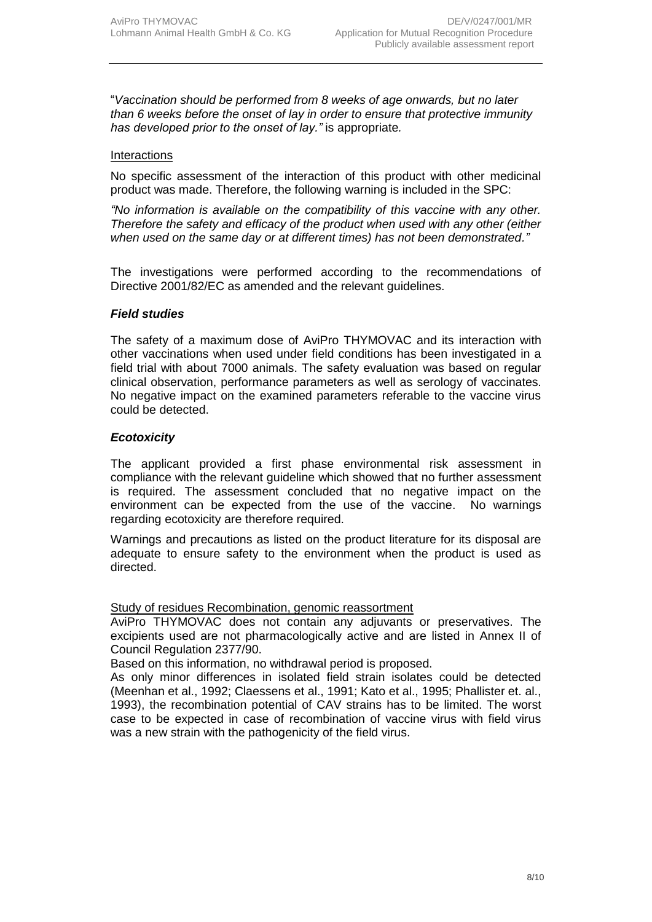"*Vaccination should be performed from 8 weeks of age onwards, but no later than 6 weeks before the onset of lay in order to ensure that protective immunity has developed prior to the onset of lay."* is appropriate.

Interactions

No specific assessment of the interaction of this product with other medicinal product was made. Therefore, the following warning is included in the SPC:

*"No information is available on the compatibility of this vaccine with any other. Therefore the safety and efficacy of the product when used with any other (either when used on the same day or at different times) has not been demonstrated."*

The investigations were performed according to the recommendations of Directive 2001/82/EC as amended and the relevant guidelines.

### *Field studies*

The safety of a maximum dose of AviPro THYMOVAC and its interaction with other vaccinations when used under field conditions has been investigated in a field trial with about 7000 animals. The safety evaluation was based on regular clinical observation, performance parameters as well as serology of vaccinates. No negative impact on the examined parameters referable to the vaccine virus could be detected.

### *Ecotoxicity*

The applicant provided a first phase environmental risk assessment in compliance with the relevant guideline which showed that no further assessment is required. The assessment concluded that no negative impact on the environment can be expected from the use of the vaccine. No warnings regarding ecotoxicity are therefore required.

Warnings and precautions as listed on the product literature for its disposal are adequate to ensure safety to the environment when the product is used as directed.

Study of residues Recombination, genomic reassortment

AviPro THYMOVAC does not contain any adjuvants or preservatives. The excipients used are not pharmacologically active and are listed in Annex II of Council Regulation 2377/90.

Based on this information, no withdrawal period is proposed.

As only minor differences in isolated field strain isolates could be detected (Meenhan et al., 1992; Claessens et al., 1991; Kato et al., 1995; Phallister et. al., 1993), the recombination potential of CAV strains has to be limited. The worst case to be expected in case of recombination of vaccine virus with field virus was a new strain with the pathogenicity of the field virus.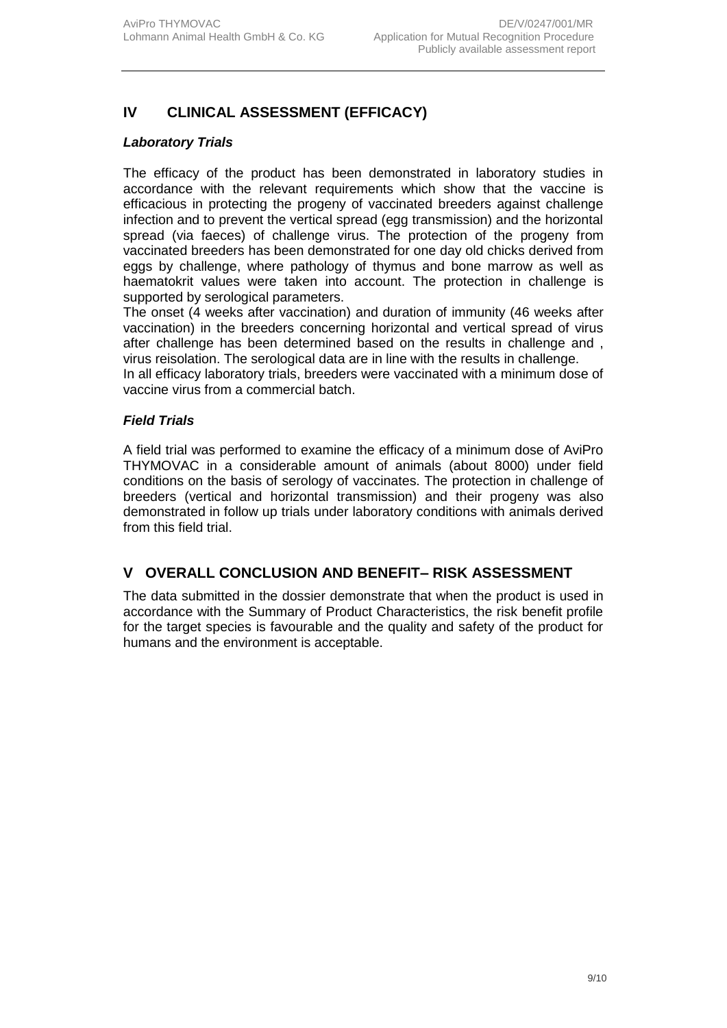## IV CLINICAL ASSESSMENT (EFFICACY)

### *Laboratory Trials*

The efficacy of the product has been demonstrated in laboratory studies in accordance with the relevant requirements which show that the vaccine is efficacious in protecting the progeny of vaccinated breeders against challenge infection and to prevent the vertical spread (egg transmission) and the horizontal spread (via faeces) of challenge virus. The protection of the progeny from vaccinated breeders has been demonstrated for one day old chicks derived from eggs by challenge, where pathology of thymus and bone marrow as well as haematokrit values were taken into account. The protection in challenge is supported by serological parameters.

The onset (4 weeks after vaccination) and duration of immunity (46 weeks after vaccination) in the breeders concerning horizontal and vertical spread of virus after challenge has been determined based on the results in challenge and , virus reisolation. The serological data are in line with the results in challenge.

In all efficacy laboratory trials, breeders were vaccinated with a minimum dose of vaccine virus from a commercial batch.

### *Field Trials*

A field trial was performed to examine the efficacy of a minimum dose of AviPro THYMOVAC in a considerable amount of animals (about 8000) under field conditions on the basis of serology of vaccinates. The protection in challenge of breeders (vertical and horizontal transmission) and their progeny was also demonstrated in follow up trials under laboratory conditions with animals derived from this field trial.

## V OVERALL CONCLUSION AND BENEFIT– RISK ASSESSMENT

The data submitted in the dossier demonstrate that when the product is used in accordance with the Summary of Product Characteristics, the risk benefit profile for the target species is favourable and the quality and safety of the product for humans and the environment is acceptable.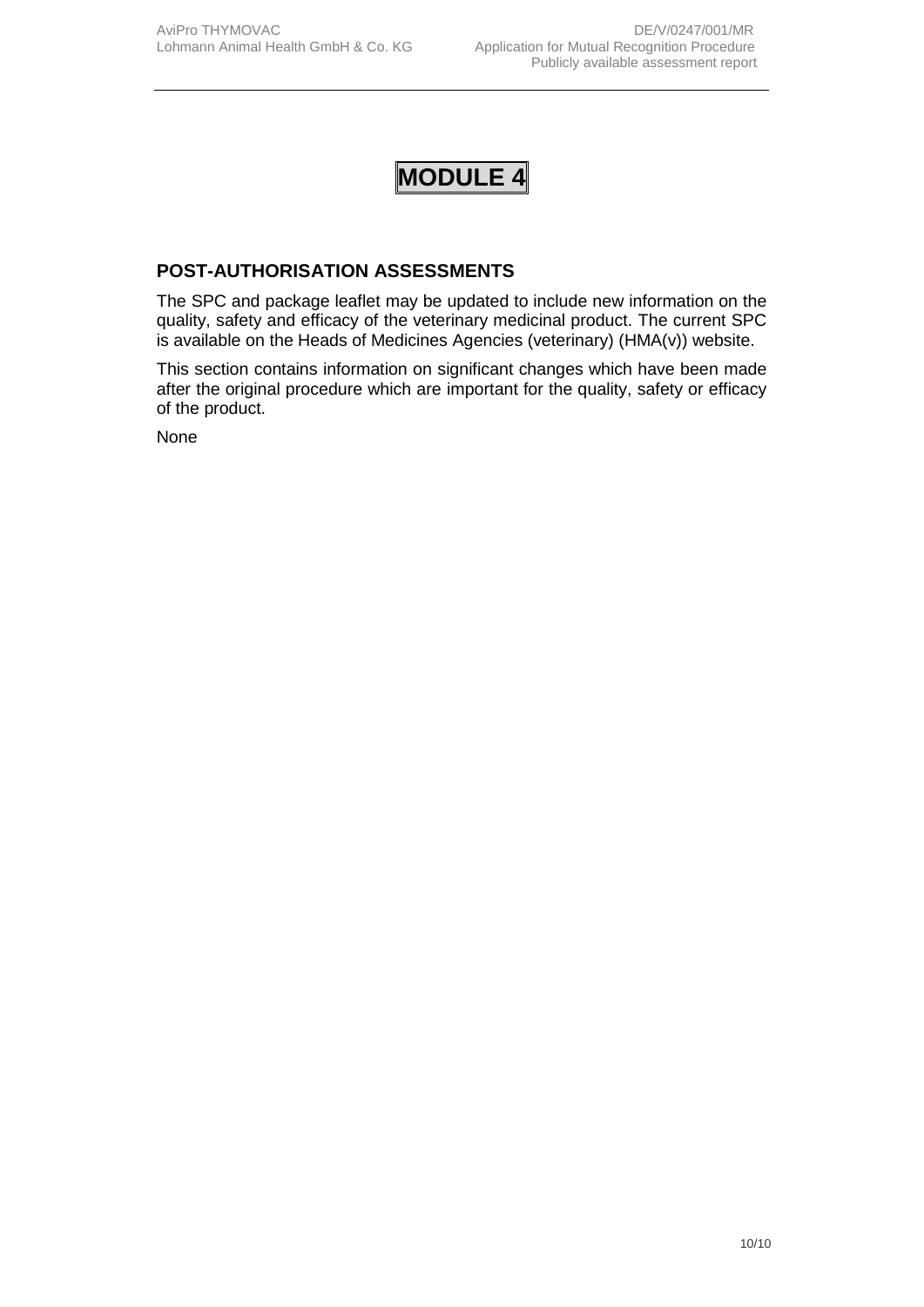# MODULE 4

## POST-AUTHORISATION ASSESSMENTS

The SPC and package leaflet may be updated to include new information on the quality, safety and efficacy of the veterinary medicinal product. The current SPC is available on the Heads of Medicines Agencies (veterinary) (HMA(v)) website.

This section contains information on significant changes which have been made after the original procedure which are important for the quality, safety or efficacy of the product.

None